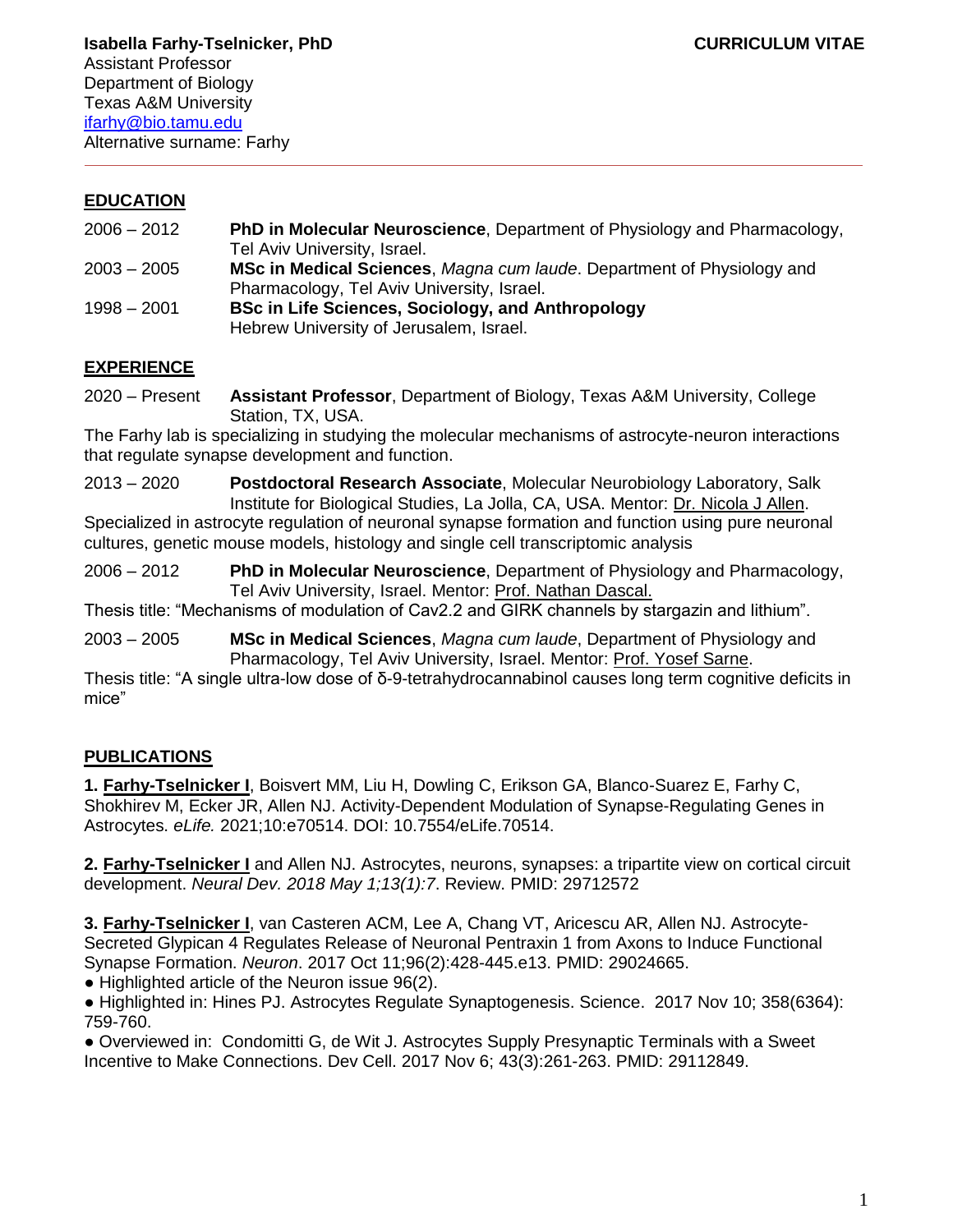**Isabella Farhy-Tselnicker, PhD** **CURRICULUM VITAE**

Assistant Professor
Department of Biology
Texas A&M University
ifarhy@bio.tamu.edu
Alternative surname: Farhy

---

## EDUCATION

2006 – 2012 **PhD in Molecular Neuroscience**, Department of Physiology and Pharmacology, Tel Aviv University, Israel.

2003 – 2005 **MSc in Medical Sciences**, *Magna cum laude*. Department of Physiology and Pharmacology, Tel Aviv University, Israel.

1998 – 2001 **BSc in Life Sciences, Sociology, and Anthropology**
Hebrew University of Jerusalem, Israel.

## EXPERIENCE

2020 – Present **Assistant Professor**, Department of Biology, Texas A&M University, College Station, TX, USA.

The Farhy lab is specializing in studying the molecular mechanisms of astrocyte-neuron interactions that regulate synapse development and function.

2013 – 2020 **Postdoctoral Research Associate**, Molecular Neurobiology Laboratory, Salk Institute for Biological Studies, La Jolla, CA, USA. Mentor: Dr. Nicola J Allen.

Specialized in astrocyte regulation of neuronal synapse formation and function using pure neuronal cultures, genetic mouse models, histology and single cell transcriptomic analysis

2006 – 2012 **PhD in Molecular Neuroscience**, Department of Physiology and Pharmacology, Tel Aviv University, Israel. Mentor: Prof. Nathan Dascal.

Thesis title: "Mechanisms of modulation of Cav2.2 and GIRK channels by stargazin and lithium".

2003 – 2005 **MSc in Medical Sciences**, *Magna cum laude*, Department of Physiology and Pharmacology, Tel Aviv University, Israel. Mentor: Prof. Yosef Sarne.

Thesis title: "A single ultra-low dose of δ-9-tetrahydrocannabinol causes long term cognitive deficits in mice"

## PUBLICATIONS

**1. Farhy-Tselnicker I**, Boisvert MM, Liu H, Dowling C, Erikson GA, Blanco-Suarez E, Farhy C, Shokhirev M, Ecker JR, Allen NJ. Activity-Dependent Modulation of Synapse-Regulating Genes in Astrocytes. *eLife.* 2021;10:e70514. DOI: 10.7554/eLife.70514.

**2. Farhy-Tselnicker I** and Allen NJ. Astrocytes, neurons, synapses: a tripartite view on cortical circuit development. *Neural Dev. 2018 May 1;13(1):7*. Review. PMID: 29712572

**3. Farhy-Tselnicker I**, van Casteren ACM, Lee A, Chang VT, Aricescu AR, Allen NJ. Astrocyte-Secreted Glypican 4 Regulates Release of Neuronal Pentraxin 1 from Axons to Induce Functional Synapse Formation. *Neuron*. 2017 Oct 11;96(2):428-445.e13. PMID: 29024665.

- Highlighted article of the Neuron issue 96(2).
- Highlighted in: Hines PJ. Astrocytes Regulate Synaptogenesis. Science. 2017 Nov 10; 358(6364): 759-760.
- Overviewed in: Condomitti G, de Wit J. Astrocytes Supply Presynaptic Terminals with a Sweet Incentive to Make Connections. Dev Cell. 2017 Nov 6; 43(3):261-263. PMID: 29112849.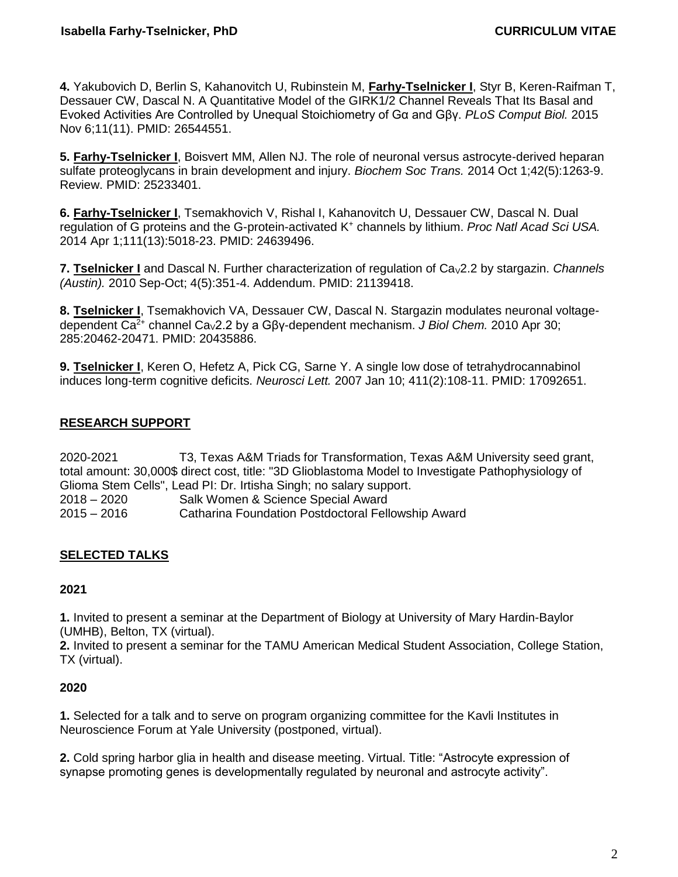**4.** Yakubovich D, Berlin S, Kahanovitch U, Rubinstein M, **Farhy-Tselnicker I**, Styr B, Keren-Raifman T, Dessauer CW, Dascal N. A Quantitative Model of the GIRK1/2 Channel Reveals That Its Basal and Evoked Activities Are Controlled by Unequal Stoichiometry of Gα and Gβγ. *PLoS Comput Biol.* 2015 Nov 6;11(11). PMID: 26544551.

**5.** **Farhy-Tselnicker I**, Boisvert MM, Allen NJ. The role of neuronal versus astrocyte-derived heparan sulfate proteoglycans in brain development and injury. *Biochem Soc Trans.* 2014 Oct 1;42(5):1263-9. Review. PMID: 25233401.

**6.** **Farhy-Tselnicker I**, Tsemakhovich V, Rishal I, Kahanovitch U, Dessauer CW, Dascal N. Dual regulation of G proteins and the G-protein-activated $K^+$ channels by lithium. *Proc Natl Acad Sci USA.* 2014 Apr 1;111(13):5018-23. PMID: 24639496.

**7.** **Tselnicker I** and Dascal N. Further characterization of regulation of $Ca_V2.2$ by stargazin. *Channels (Austin).* 2010 Sep-Oct; 4(5):351-4. Addendum. PMID: 21139418.

**8.** **Tselnicker I**, Tsemakhovich VA, Dessauer CW, Dascal N. Stargazin modulates neuronal voltage-dependent $Ca^{2+}$ channel $Ca_V2.2$ by a Gβγ-dependent mechanism. *J Biol Chem.* 2010 Apr 30; 285:20462-20471. PMID: 20435886.

**9.** **Tselnicker I**, Keren O, Hefetz A, Pick CG, Sarne Y. A single low dose of tetrahydrocannabinol induces long-term cognitive deficits. *Neurosci Lett.* 2007 Jan 10; 411(2):108-11. PMID: 17092651.

## RESEARCH SUPPORT

2020-2021 T3, Texas A&M Triads for Transformation, Texas A&M University seed grant, total amount: 30,000$ direct cost, title: "3D Glioblastoma Model to Investigate Pathophysiology of Glioma Stem Cells", Lead PI: Dr. Irtisha Singh; no salary support.

2018 – 2020 Salk Women & Science Special Award

2015 – 2016 Catharina Foundation Postdoctoral Fellowship Award

## SELECTED TALKS

### 2021

**1.** Invited to present a seminar at the Department of Biology at University of Mary Hardin-Baylor (UMHB), Belton, TX (virtual).

**2.** Invited to present a seminar for the TAMU American Medical Student Association, College Station, TX (virtual).

### 2020

**1.** Selected for a talk and to serve on program organizing committee for the Kavli Institutes in Neuroscience Forum at Yale University (postponed, virtual).

**2.** Cold spring harbor glia in health and disease meeting. Virtual. Title: "Astrocyte expression of synapse promoting genes is developmentally regulated by neuronal and astrocyte activity".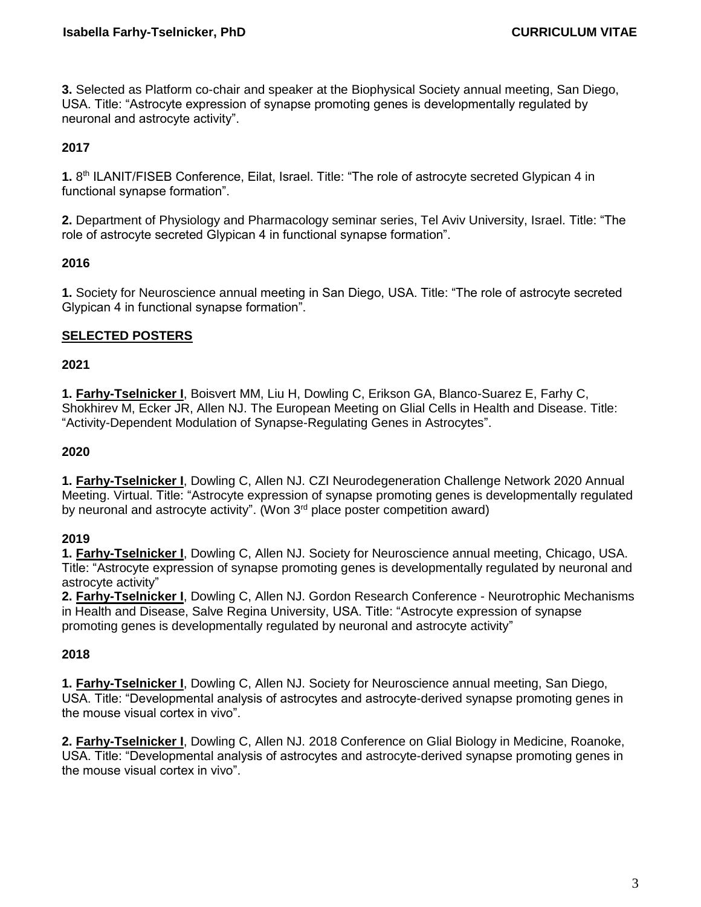**3.** Selected as Platform co-chair and speaker at the Biophysical Society annual meeting, San Diego, USA. Title: “Astrocyte expression of synapse promoting genes is developmentally regulated by neuronal and astrocyte activity”.

**2017**

**1.** 8th ILANIT/FISEB Conference, Eilat, Israel. Title: “The role of astrocyte secreted Glypican 4 in functional synapse formation”.

**2.** Department of Physiology and Pharmacology seminar series, Tel Aviv University, Israel. Title: “The role of astrocyte secreted Glypican 4 in functional synapse formation”.

**2016**

**1.** Society for Neuroscience annual meeting in San Diego, USA. Title: “The role of astrocyte secreted Glypican 4 in functional synapse formation”.

## SELECTED POSTERS

**2021**

**1. Farhy-Tselnicker I**, Boisvert MM, Liu H, Dowling C, Erikson GA, Blanco-Suarez E, Farhy C, Shokhirev M, Ecker JR, Allen NJ. The European Meeting on Glial Cells in Health and Disease. Title: “Activity-Dependent Modulation of Synapse-Regulating Genes in Astrocytes”.

**2020**

**1. Farhy-Tselnicker I**, Dowling C, Allen NJ. CZI Neurodegeneration Challenge Network 2020 Annual Meeting. Virtual. Title: “Astrocyte expression of synapse promoting genes is developmentally regulated by neuronal and astrocyte activity”. (Won 3rd place poster competition award)

**2019**

**1. Farhy-Tselnicker I**, Dowling C, Allen NJ. Society for Neuroscience annual meeting, Chicago, USA. Title: “Astrocyte expression of synapse promoting genes is developmentally regulated by neuronal and astrocyte activity”

**2. Farhy-Tselnicker I**, Dowling C, Allen NJ. Gordon Research Conference - Neurotrophic Mechanisms in Health and Disease, Salve Regina University, USA. Title: “Astrocyte expression of synapse promoting genes is developmentally regulated by neuronal and astrocyte activity”

**2018**

**1. Farhy-Tselnicker I**, Dowling C, Allen NJ. Society for Neuroscience annual meeting, San Diego, USA. Title: “Developmental analysis of astrocytes and astrocyte-derived synapse promoting genes in the mouse visual cortex in vivo”.

**2. Farhy-Tselnicker I**, Dowling C, Allen NJ. 2018 Conference on Glial Biology in Medicine, Roanoke, USA. Title: “Developmental analysis of astrocytes and astrocyte-derived synapse promoting genes in the mouse visual cortex in vivo”.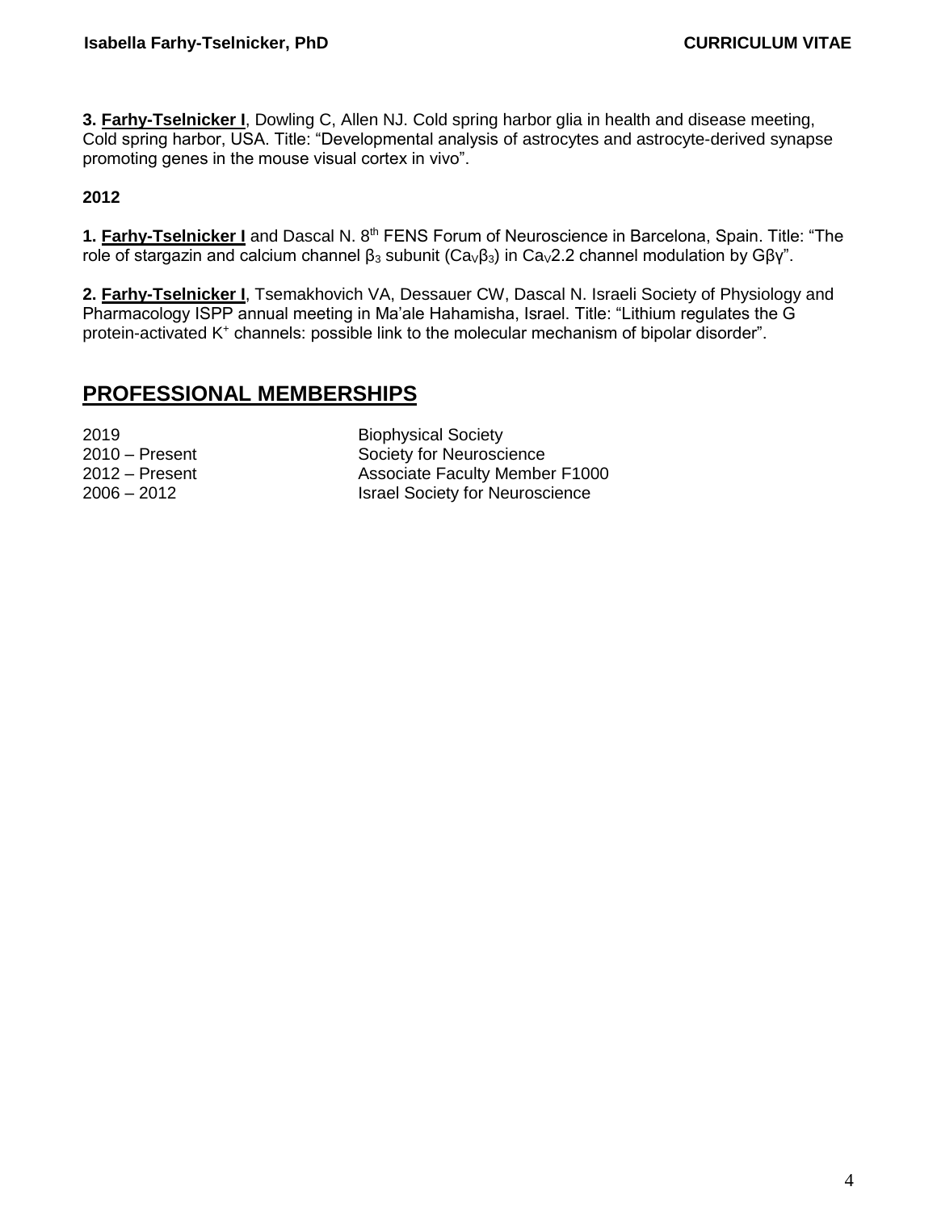**3. <u>Farhy-Tselnicker I</u>**, Dowling C, Allen NJ. Cold spring harbor glia in health and disease meeting, Cold spring harbor, USA. Title: "Developmental analysis of astrocytes and astrocyte-derived synapse promoting genes in the mouse visual cortex in vivo".

**2012**

**1. <u>Farhy-Tselnicker I</u>** and Dascal N. 8$^{th}$ FENS Forum of Neuroscience in Barcelona, Spain. Title: "The role of stargazin and calcium channel $\beta_3$ subunit ($Ca_V\beta_3$) in $Ca_V2.2$ channel modulation by $G\beta\gamma$".

**2. <u>Farhy-Tselnicker I</u>**, Tsemakhovich VA, Dessauer CW, Dascal N. Israeli Society of Physiology and Pharmacology ISPP annual meeting in Ma'ale Hahamisha, Israel. Title: "Lithium regulates the G protein-activated $K^+$ channels: possible link to the molecular mechanism of bipolar disorder".

## PROFESSIONAL MEMBERSHIPS

| | |
|---|---|
| 2019 | Biophysical Society |
| 2010 – Present | Society for Neuroscience |
| 2012 – Present | Associate Faculty Member F1000 |
| 2006 – 2012 | Israel Society for Neuroscience |